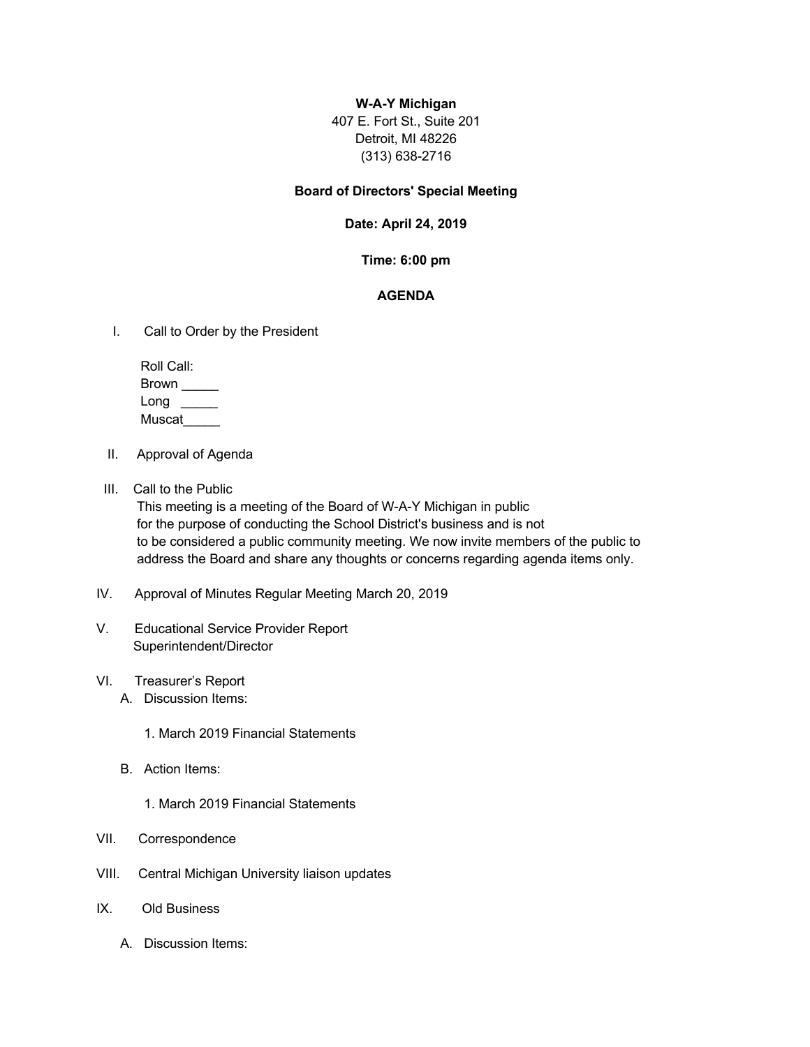**W-A-Y Michigan**
407 E. Fort St., Suite 201
Detroit, MI 48226
(313) 638-2716

**Board of Directors' Special Meeting**

**Date: April 24, 2019**

**Time: 6:00 pm**

**AGENDA**

I. Call to Order by the President

Roll Call:
Brown _____
Long _____
Muscat_____

II. Approval of Agenda

III. Call to the Public
This meeting is a meeting of the Board of W-A-Y Michigan in public for the purpose of conducting the School District's business and is not to be considered a public community meeting. We now invite members of the public to address the Board and share any thoughts or concerns regarding agenda items only.

IV. Approval of Minutes Regular Meeting March 20, 2019

V. Educational Service Provider Report
Superintendent/Director

VI. Treasurer's Report
- A. Discussion Items:
  1. March 2019 Financial Statements
- B. Action Items:
  1. March 2019 Financial Statements

VII. Correspondence

VIII. Central Michigan University liaison updates

IX. Old Business
- A. Discussion Items: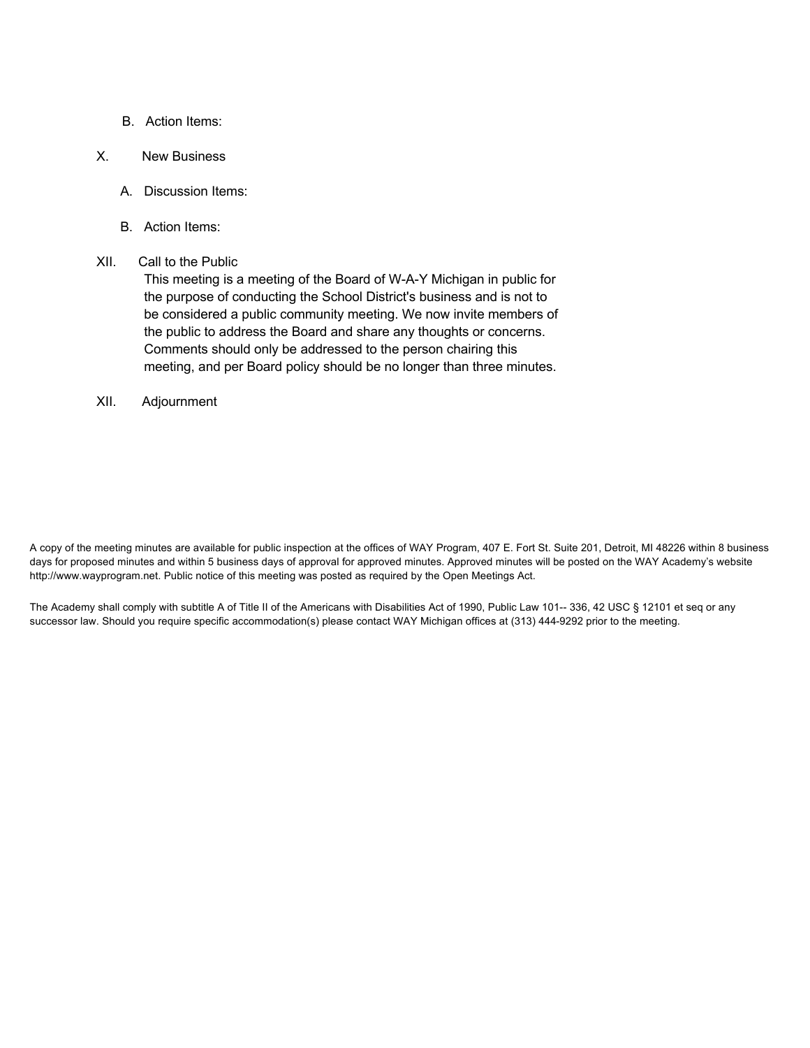B. Action Items:

X. New Business

A. Discussion Items:

B. Action Items:

XII. Call to the Public

This meeting is a meeting of the Board of W-A-Y Michigan in public for the purpose of conducting the School District's business and is not to be considered a public community meeting. We now invite members of the public to address the Board and share any thoughts or concerns. Comments should only be addressed to the person chairing this meeting, and per Board policy should be no longer than three minutes.

XII. Adjournment

A copy of the meeting minutes are available for public inspection at the offices of WAY Program, 407 E. Fort St. Suite 201, Detroit, MI 48226 within 8 business days for proposed minutes and within 5 business days of approval for approved minutes. Approved minutes will be posted on the WAY Academy's website http://www.wayprogram.net. Public notice of this meeting was posted as required by the Open Meetings Act.

The Academy shall comply with subtitle A of Title II of the Americans with Disabilities Act of 1990, Public Law 101-- 336, 42 USC § 12101 et seq or any successor law. Should you require specific accommodation(s) please contact WAY Michigan offices at (313) 444-9292 prior to the meeting.